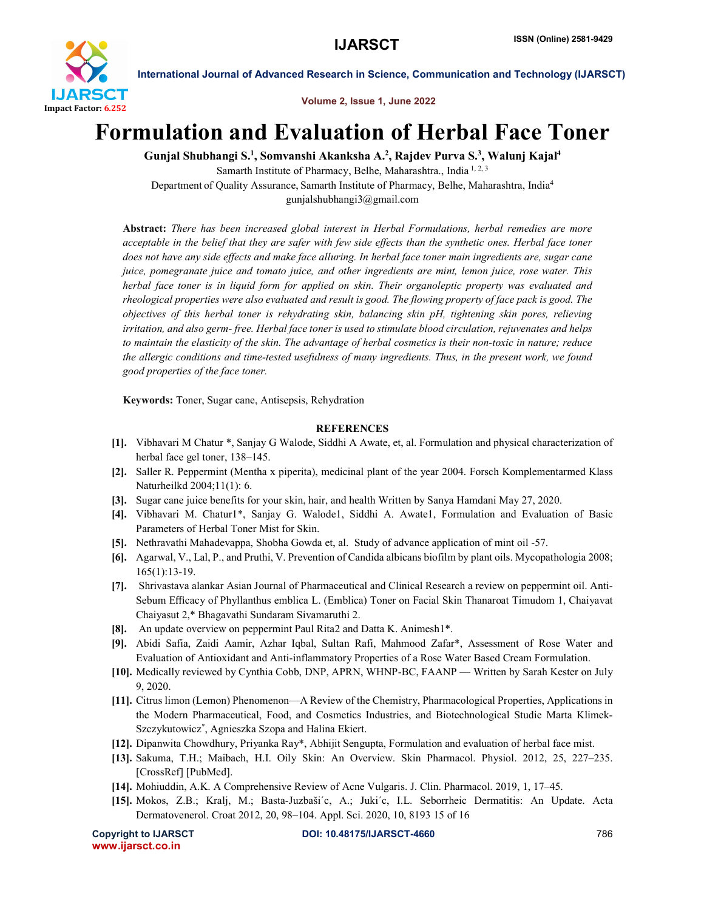# Formulation and Evaluation of Herbal Face Toner

**Gunjal Shubhangi S.[1], Somvanshi Akanksha A.[2], Rajdev Purva S.[3], Walunj Kajal[4]**

Samarth Institute of Pharmacy, Belhe, Maharashtra., India [1, 2, 3]

Department of Quality Assurance, Samarth Institute of Pharmacy, Belhe, Maharashtra, India[4]

gunjalshubhangi3@gmail.com

**Abstract:** *There has been increased global interest in Herbal Formulations, herbal remedies are more acceptable in the belief that they are safer with few side effects than the synthetic ones. Herbal face toner does not have any side effects and make face alluring. In herbal face toner main ingredients are, sugar cane juice, pomegranate juice and tomato juice, and other ingredients are mint, lemon juice, rose water. This herbal face toner is in liquid form for applied on skin. Their organoleptic property was evaluated and rheological properties were also evaluated and result is good. The flowing property of face pack is good. The objectives of this herbal toner is rehydrating skin, balancing skin pH, tightening skin pores, relieving irritation, and also germ- free. Herbal face toner is used to stimulate blood circulation, rejuvenates and helps to maintain the elasticity of the skin. The advantage of herbal cosmetics is their non-toxic in nature; reduce the allergic conditions and time-tested usefulness of many ingredients. Thus, in the present work, we found good properties of the face toner.*

**Keywords:** Toner, Sugar cane, Antisepsis, Rehydration

## REFERENCES

- [1]. Vibhavari M Chatur *, Sanjay G Walode, Siddhi A Awate, et, al. Formulation and physical characterization of herbal face gel toner, 138–145.
- [2]. Saller R. Peppermint (Mentha x piperita), medicinal plant of the year 2004. Forsch Komplementarmed Klass Naturheilkd 2004;11(1): 6.
- [3]. Sugar cane juice benefits for your skin, hair, and health Written by Sanya Hamdani May 27, 2020.
- [4]. Vibhavari M. Chatur1*, Sanjay G. Walode1, Siddhi A. Awate1, Formulation and Evaluation of Basic Parameters of Herbal Toner Mist for Skin.
- [5]. Nethravathi Mahadevappa, Shobha Gowda et, al. Study of advance application of mint oil -57.
- [6]. Agarwal, V., Lal, P., and Pruthi, V. Prevention of Candida albicans biofilm by plant oils. Mycopathologia 2008; 165(1):13-19.
- [7]. Shrivastava alankar Asian Journal of Pharmaceutical and Clinical Research a review on peppermint oil. Anti-Sebum Efficacy of Phyllanthus emblica L. (Emblica) Toner on Facial Skin Thanaroat Timudom 1, Chaiyavat Chaiyasut 2,* Bhagavathi Sundaram Sivamaruthi 2.
- [8]. An update overview on peppermint Paul Rita2 and Datta K. Animesh1*.
- [9]. Abidi Safia, Zaidi Aamir, Azhar Iqbal, Sultan Rafi, Mahmood Zafar*, Assessment of Rose Water and Evaluation of Antioxidant and Anti-inflammatory Properties of a Rose Water Based Cream Formulation.
- [10]. Medically reviewed by Cynthia Cobb, DNP, APRN, WHNP-BC, FAANP — Written by Sarah Kester on July 9, 2020.
- [11]. Citrus limon (Lemon) Phenomenon—A Review of the Chemistry, Pharmacological Properties, Applications in the Modern Pharmaceutical, Food, and Cosmetics Industries, and Biotechnological Studie Marta Klimek-Szczykutowicz*, Agnieszka Szopa and Halina Ekiert.
- [12]. Dipanwita Chowdhury, Priyanka Ray*, Abhijit Sengupta, Formulation and evaluation of herbal face mist.
- [13]. Sakuma, T.H.; Maibach, H.I. Oily Skin: An Overview. Skin Pharmacol. Physiol. 2012, 25, 227–235. [CrossRef] [PubMed].
- [14]. Mohiuddin, A.K. A Comprehensive Review of Acne Vulgaris. J. Clin. Pharmacol. 2019, 1, 17–45.
- [15]. Mokos, Z.B.; Kralj, M.; Basta-Juzbaši´c, A.; Juki´c, I.L. Seborrheic Dermatitis: An Update. Acta Dermatovenerol. Croat 2012, 20, 98–104. Appl. Sci. 2020, 10, 8193 15 of 16